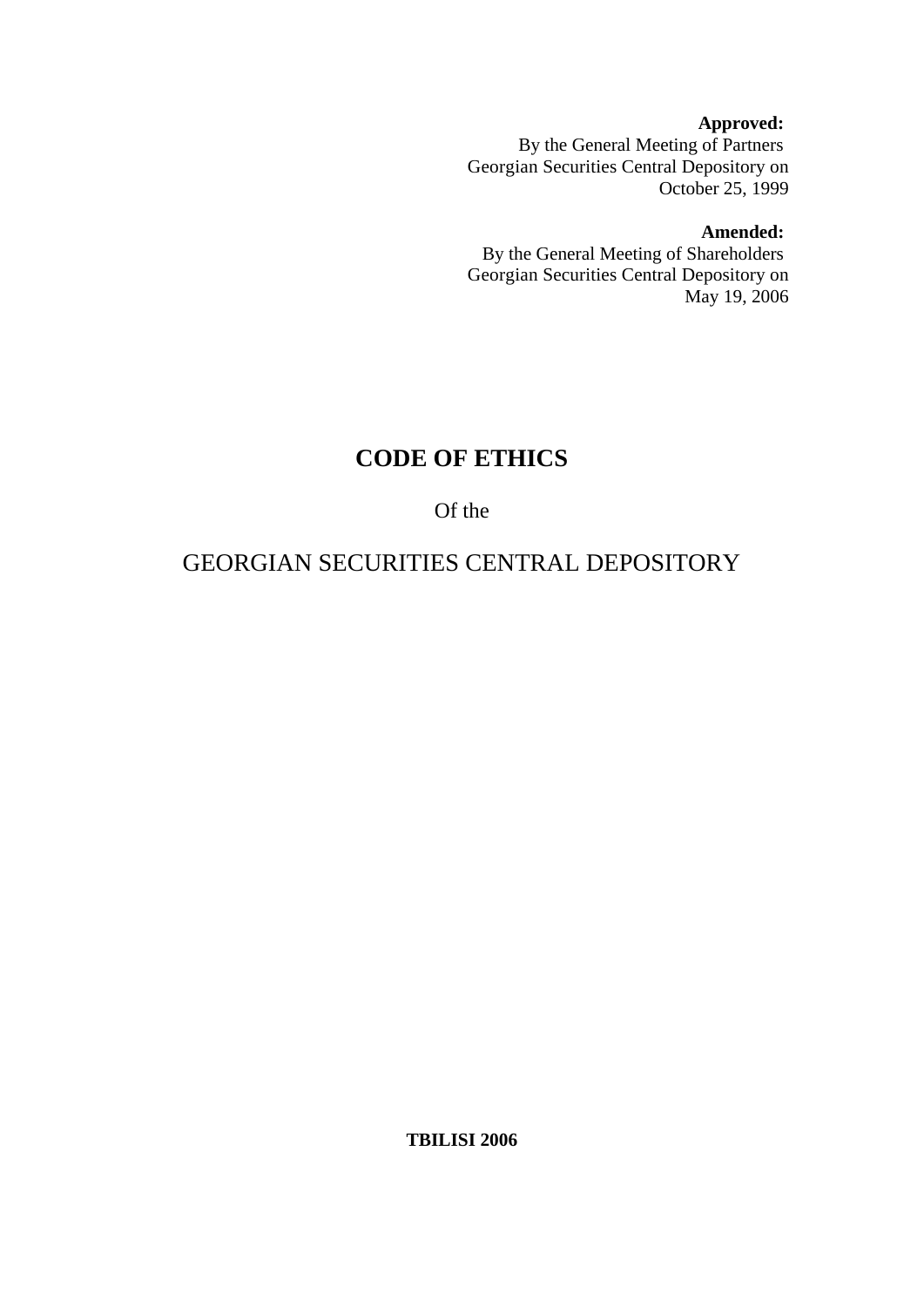**Approved:**
By the General Meeting of Partners
Georgian Securities Central Depository on
October 25, 1999

**Amended:**
By the General Meeting of Shareholders
Georgian Securities Central Depository on
May 19, 2006

# CODE OF ETHICS

Of the

GEORGIAN SECURITIES CENTRAL DEPOSITORY

**TBILISI 2006**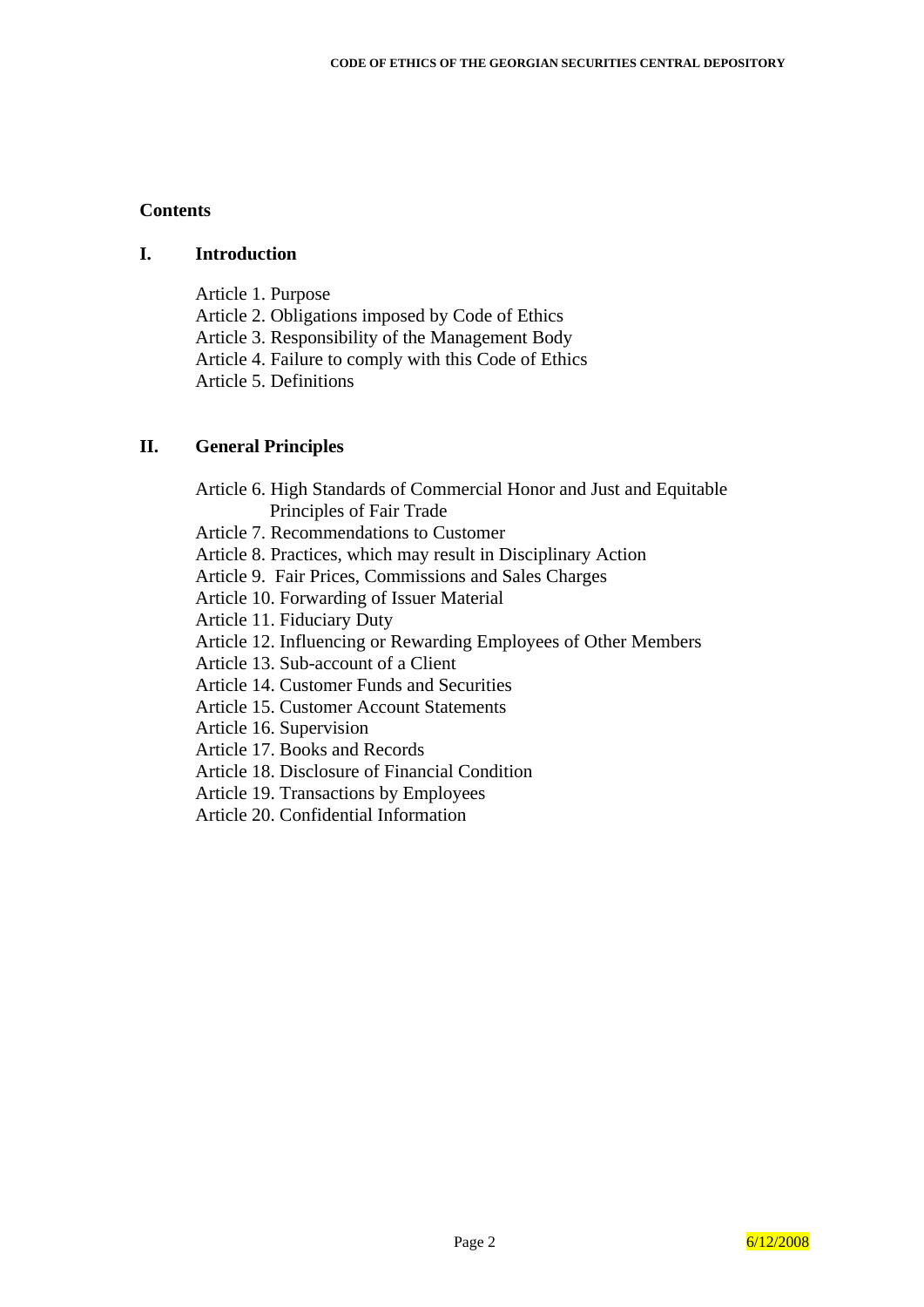**Contents**

## I. Introduction

Article 1. Purpose
Article 2. Obligations imposed by Code of Ethics
Article 3. Responsibility of the Management Body
Article 4. Failure to comply with this Code of Ethics
Article 5. Definitions

## II. General Principles

Article 6. High Standards of Commercial Honor and Just and Equitable Principles of Fair Trade
Article 7. Recommendations to Customer
Article 8. Practices, which may result in Disciplinary Action
Article 9. Fair Prices, Commissions and Sales Charges
Article 10. Forwarding of Issuer Material
Article 11. Fiduciary Duty
Article 12. Influencing or Rewarding Employees of Other Members
Article 13. Sub-account of a Client
Article 14. Customer Funds and Securities
Article 15. Customer Account Statements
Article 16. Supervision
Article 17. Books and Records
Article 18. Disclosure of Financial Condition
Article 19. Transactions by Employees
Article 20. Confidential Information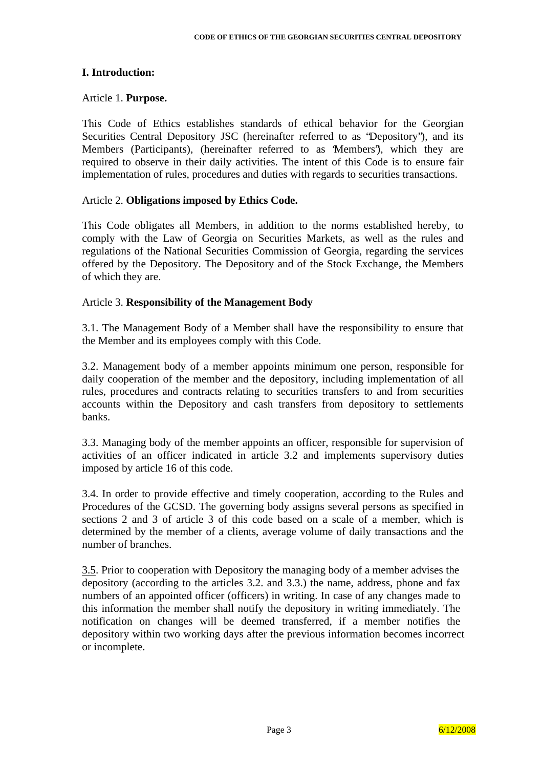## I. Introduction:

Article 1. **Purpose.**

This Code of Ethics establishes standards of ethical behavior for the Georgian Securities Central Depository JSC (hereinafter referred to as "Depository"), and its Members (Participants), (hereinafter referred to as 'Members'), which they are required to observe in their daily activities. The intent of this Code is to ensure fair implementation of rules, procedures and duties with regards to securities transactions.

Article 2. **Obligations imposed by Ethics Code.**

This Code obligates all Members, in addition to the norms established hereby, to comply with the Law of Georgia on Securities Markets, as well as the rules and regulations of the National Securities Commission of Georgia, regarding the services offered by the Depository. The Depository and of the Stock Exchange, the Members of which they are.

Article 3. **Responsibility of the Management Body**

3.1. The Management Body of a Member shall have the responsibility to ensure that the Member and its employees comply with this Code.

3.2. Management body of a member appoints minimum one person, responsible for daily cooperation of the member and the depository, including implementation of all rules, procedures and contracts relating to securities transfers to and from securities accounts within the Depository and cash transfers from depository to settlements banks.

3.3. Managing body of the member appoints an officer, responsible for supervision of activities of an officer indicated in article 3.2 and implements supervisory duties imposed by article 16 of this code.

3.4. In order to provide effective and timely cooperation, according to the Rules and Procedures of the GCSD. The governing body assigns several persons as specified in sections 2 and 3 of article 3 of this code based on a scale of a member, which is determined by the member of a clients, average volume of daily transactions and the number of branches.

3.5. Prior to cooperation with Depository the managing body of a member advises the depository (according to the articles 3.2. and 3.3.) the name, address, phone and fax numbers of an appointed officer (officers) in writing. In case of any changes made to this information the member shall notify the depository in writing immediately. The notification on changes will be deemed transferred, if a member notifies the depository within two working days after the previous information becomes incorrect or incomplete.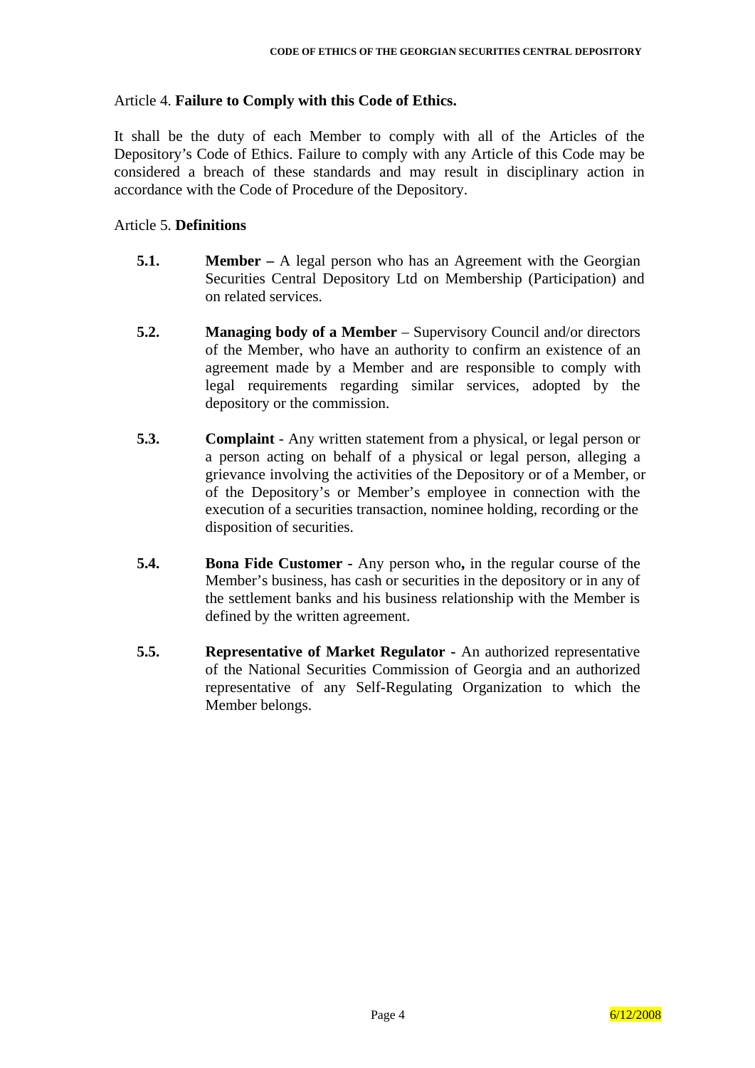Article 4. **Failure to Comply with this Code of Ethics.**

It shall be the duty of each Member to comply with all of the Articles of the Depository's Code of Ethics. Failure to comply with any Article of this Code may be considered a breach of these standards and may result in disciplinary action in accordance with the Code of Procedure of the Depository.

Article 5. **Definitions**

**5.1.** **Member –** A legal person who has an Agreement with the Georgian Securities Central Depository Ltd on Membership (Participation) and on related services.

**5.2.** **Managing body of a Member** – Supervisory Council and/or directors of the Member, who have an authority to confirm an existence of an agreement made by a Member and are responsible to comply with legal requirements regarding similar services, adopted by the depository or the commission.

**5.3.** **Complaint** - Any written statement from a physical, or legal person or a person acting on behalf of a physical or legal person, alleging a grievance involving the activities of the Depository or of a Member, or of the Depository's or Member's employee in connection with the execution of a securities transaction, nominee holding, recording or the disposition of securities.

**5.4.** **Bona Fide Customer -** Any person who**,** in the regular course of the Member's business, has cash or securities in the depository or in any of the settlement banks and his business relationship with the Member is defined by the written agreement.

**5.5.** **Representative of Market Regulator -** An authorized representative of the National Securities Commission of Georgia and an authorized representative of any Self-Regulating Organization to which the Member belongs.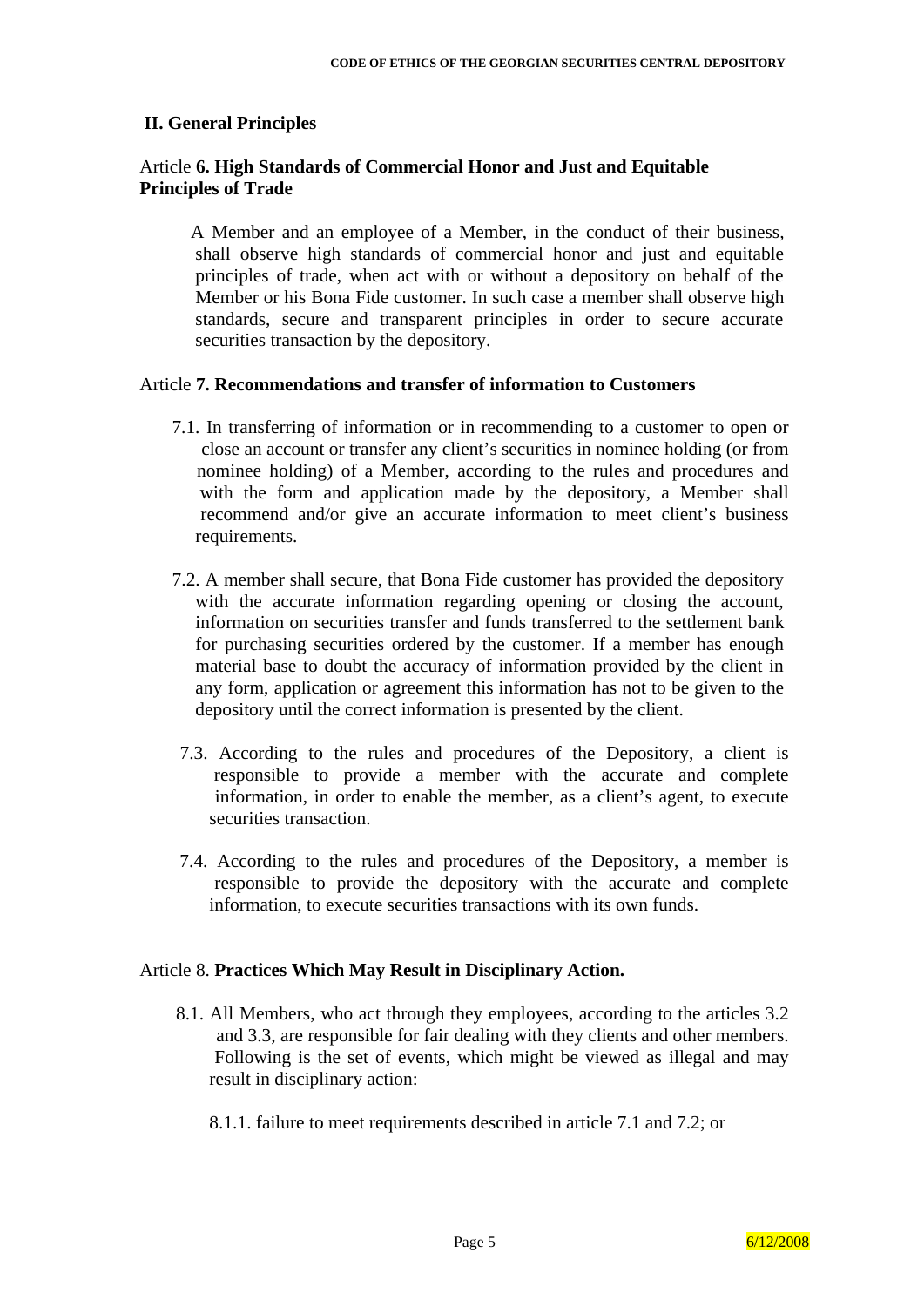## II. General Principles

### Article **6. High Standards of Commercial Honor and Just and Equitable Principles of Trade**

A Member and an employee of a Member, in the conduct of their business, shall observe high standards of commercial honor and just and equitable principles of trade, when act with or without a depository on behalf of the Member or his Bona Fide customer. In such case a member shall observe high standards, secure and transparent principles in order to secure accurate securities transaction by the depository.

### Article **7. Recommendations and transfer of information to Customers**

7.1. In transferring of information or in recommending to a customer to open or close an account or transfer any client's securities in nominee holding (or from nominee holding) of a Member, according to the rules and procedures and with the form and application made by the depository, a Member shall recommend and/or give an accurate information to meet client's business requirements.

7.2. A member shall secure, that Bona Fide customer has provided the depository with the accurate information regarding opening or closing the account, information on securities transfer and funds transferred to the settlement bank for purchasing securities ordered by the customer. If a member has enough material base to doubt the accuracy of information provided by the client in any form, application or agreement this information has not to be given to the depository until the correct information is presented by the client.

7.3. According to the rules and procedures of the Depository, a client is responsible to provide a member with the accurate and complete information, in order to enable the member, as a client's agent, to execute securities transaction.

7.4. According to the rules and procedures of the Depository, a member is responsible to provide the depository with the accurate and complete information, to execute securities transactions with its own funds.

### Article 8. **Practices Which May Result in Disciplinary Action.**

8.1. All Members, who act through they employees, according to the articles 3.2 and 3.3, are responsible for fair dealing with they clients and other members. Following is the set of events, which might be viewed as illegal and may result in disciplinary action:

8.1.1. failure to meet requirements described in article 7.1 and 7.2; or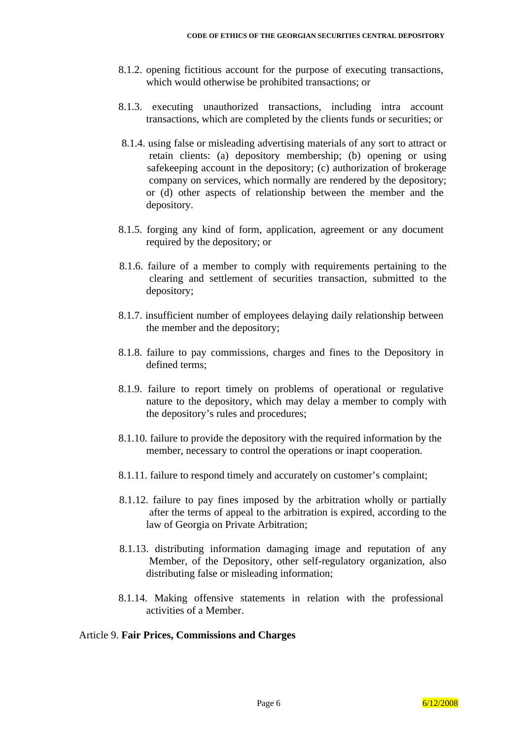8.1.2. opening fictitious account for the purpose of executing transactions, which would otherwise be prohibited transactions; or

8.1.3. executing unauthorized transactions, including intra account transactions, which are completed by the clients funds or securities; or

8.1.4. using false or misleading advertising materials of any sort to attract or retain clients: (a) depository membership; (b) opening or using safekeeping account in the depository; (c) authorization of brokerage company on services, which normally are rendered by the depository; or (d) other aspects of relationship between the member and the depository.

8.1.5. forging any kind of form, application, agreement or any document required by the depository; or

8.1.6. failure of a member to comply with requirements pertaining to the clearing and settlement of securities transaction, submitted to the depository;

8.1.7. insufficient number of employees delaying daily relationship between the member and the depository;

8.1.8. failure to pay commissions, charges and fines to the Depository in defined terms;

8.1.9. failure to report timely on problems of operational or regulative nature to the depository, which may delay a member to comply with the depository's rules and procedures;

8.1.10. failure to provide the depository with the required information by the member, necessary to control the operations or inapt cooperation.

8.1.11. failure to respond timely and accurately on customer's complaint;

8.1.12. failure to pay fines imposed by the arbitration wholly or partially after the terms of appeal to the arbitration is expired, according to the law of Georgia on Private Arbitration;

8.1.13. distributing information damaging image and reputation of any Member, of the Depository, other self-regulatory organization, also distributing false or misleading information;

8.1.14. Making offensive statements in relation with the professional activities of a Member.

Article 9. **Fair Prices, Commissions and Charges**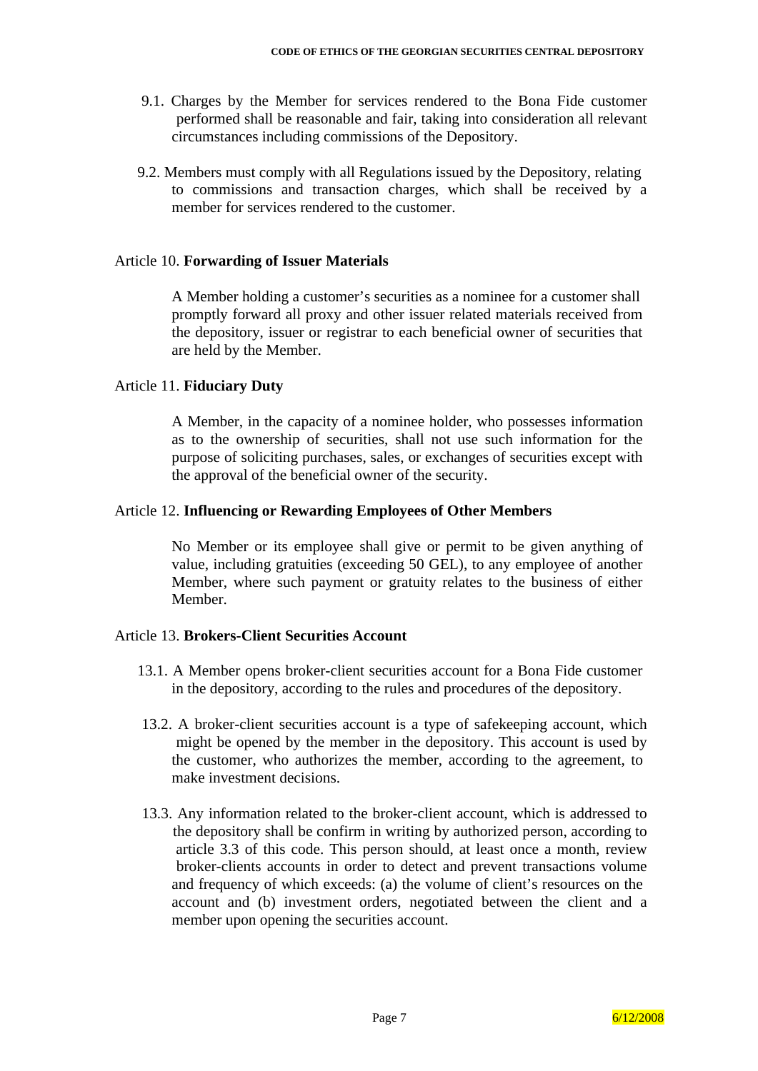9.1. Charges by the Member for services rendered to the Bona Fide customer performed shall be reasonable and fair, taking into consideration all relevant circumstances including commissions of the Depository.

9.2. Members must comply with all Regulations issued by the Depository, relating to commissions and transaction charges, which shall be received by a member for services rendered to the customer.

## Article 10. **Forwarding of Issuer Materials**

A Member holding a customer's securities as a nominee for a customer shall promptly forward all proxy and other issuer related materials received from the depository, issuer or registrar to each beneficial owner of securities that are held by the Member.

## Article 11. **Fiduciary Duty**

A Member, in the capacity of a nominee holder, who possesses information as to the ownership of securities, shall not use such information for the purpose of soliciting purchases, sales, or exchanges of securities except with the approval of the beneficial owner of the security.

## Article 12. **Influencing or Rewarding Employees of Other Members**

No Member or its employee shall give or permit to be given anything of value, including gratuities (exceeding 50 GEL), to any employee of another Member, where such payment or gratuity relates to the business of either Member.

## Article 13. **Brokers-Client Securities Account**

13.1. A Member opens broker-client securities account for a Bona Fide customer in the depository, according to the rules and procedures of the depository.

13.2. A broker-client securities account is a type of safekeeping account, which might be opened by the member in the depository. This account is used by the customer, who authorizes the member, according to the agreement, to make investment decisions.

13.3. Any information related to the broker-client account, which is addressed to the depository shall be confirm in writing by authorized person, according to article 3.3 of this code. This person should, at least once a month, review broker-clients accounts in order to detect and prevent transactions volume and frequency of which exceeds: (a) the volume of client's resources on the account and (b) investment orders, negotiated between the client and a member upon opening the securities account.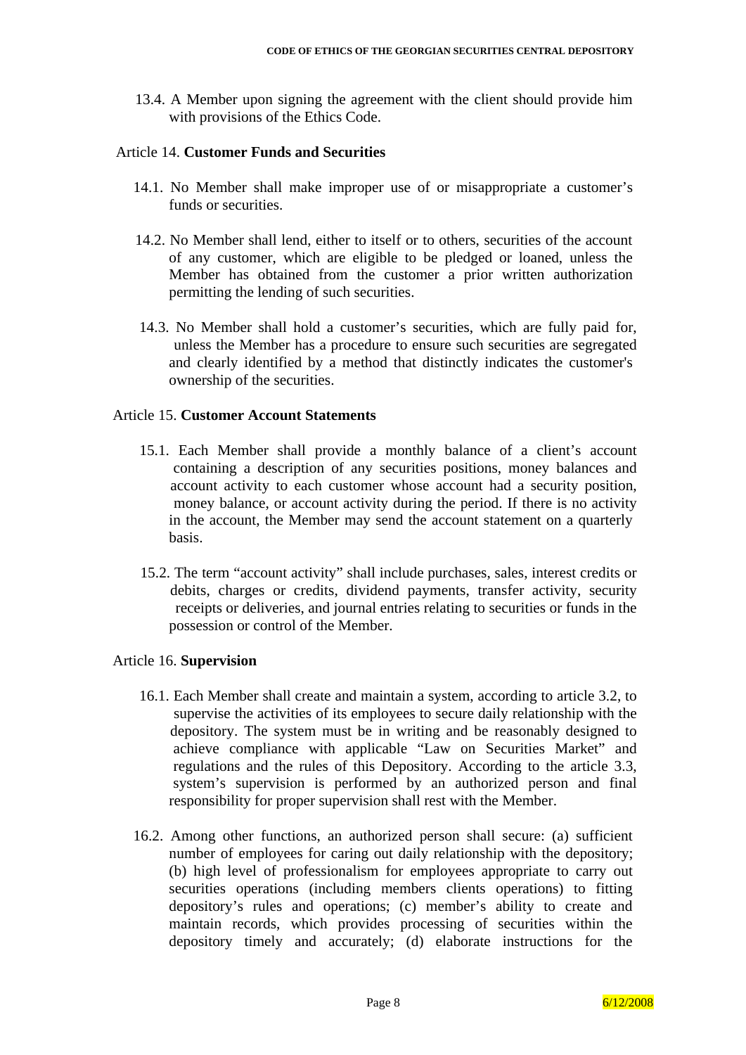13.4. A Member upon signing the agreement with the client should provide him with provisions of the Ethics Code.

Article 14. **Customer Funds and Securities**

14.1. No Member shall make improper use of or misappropriate a customer's funds or securities.

14.2. No Member shall lend, either to itself or to others, securities of the account of any customer, which are eligible to be pledged or loaned, unless the Member has obtained from the customer a prior written authorization permitting the lending of such securities.

14.3. No Member shall hold a customer's securities, which are fully paid for, unless the Member has a procedure to ensure such securities are segregated and clearly identified by a method that distinctly indicates the customer's ownership of the securities.

Article 15. **Customer Account Statements**

15.1. Each Member shall provide a monthly balance of a client's account containing a description of any securities positions, money balances and account activity to each customer whose account had a security position, money balance, or account activity during the period. If there is no activity in the account, the Member may send the account statement on a quarterly basis.

15.2. The term "account activity" shall include purchases, sales, interest credits or debits, charges or credits, dividend payments, transfer activity, security receipts or deliveries, and journal entries relating to securities or funds in the possession or control of the Member.

Article 16. **Supervision**

16.1. Each Member shall create and maintain a system, according to article 3.2, to supervise the activities of its employees to secure daily relationship with the depository. The system must be in writing and be reasonably designed to achieve compliance with applicable "Law on Securities Market" and regulations and the rules of this Depository. According to the article 3.3, system's supervision is performed by an authorized person and final responsibility for proper supervision shall rest with the Member.

16.2. Among other functions, an authorized person shall secure: (a) sufficient number of employees for caring out daily relationship with the depository; (b) high level of professionalism for employees appropriate to carry out securities operations (including members clients operations) to fitting depository's rules and operations; (c) member's ability to create and maintain records, which provides processing of securities within the depository timely and accurately; (d) elaborate instructions for the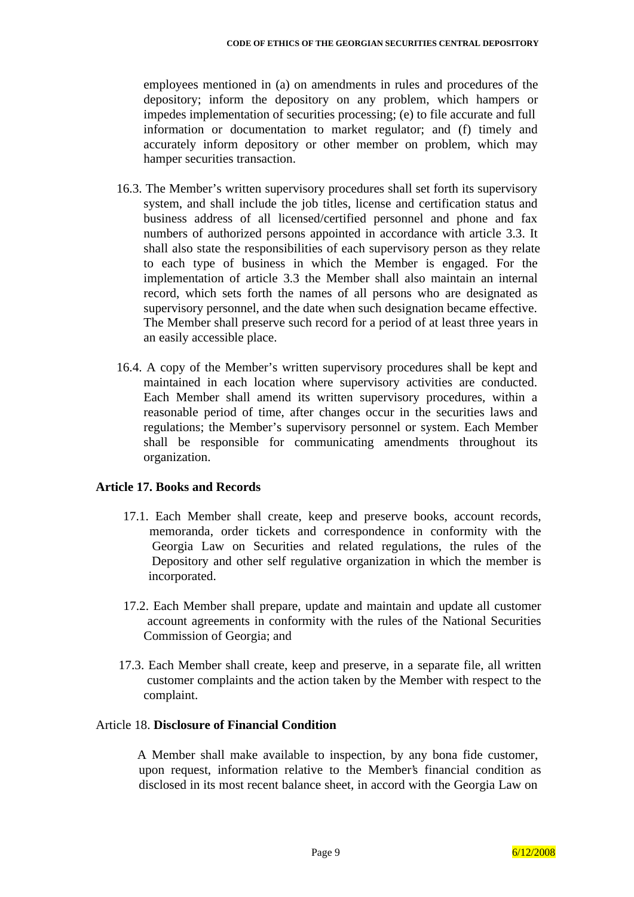employees mentioned in (a) on amendments in rules and procedures of the depository; inform the depository on any problem, which hampers or impedes implementation of securities processing; (e) to file accurate and full information or documentation to market regulator; and (f) timely and accurately inform depository or other member on problem, which may hamper securities transaction.

16.3. The Member's written supervisory procedures shall set forth its supervisory system, and shall include the job titles, license and certification status and business address of all licensed/certified personnel and phone and fax numbers of authorized persons appointed in accordance with article 3.3. It shall also state the responsibilities of each supervisory person as they relate to each type of business in which the Member is engaged. For the implementation of article 3.3 the Member shall also maintain an internal record, which sets forth the names of all persons who are designated as supervisory personnel, and the date when such designation became effective. The Member shall preserve such record for a period of at least three years in an easily accessible place.

16.4. A copy of the Member's written supervisory procedures shall be kept and maintained in each location where supervisory activities are conducted. Each Member shall amend its written supervisory procedures, within a reasonable period of time, after changes occur in the securities laws and regulations; the Member's supervisory personnel or system. Each Member shall be responsible for communicating amendments throughout its organization.

**Article 17. Books and Records**

17.1. Each Member shall create, keep and preserve books, account records, memoranda, order tickets and correspondence in conformity with the Georgia Law on Securities and related regulations, the rules of the Depository and other self regulative organization in which the member is incorporated.

17.2. Each Member shall prepare, update and maintain and update all customer account agreements in conformity with the rules of the National Securities Commission of Georgia; and

17.3. Each Member shall create, keep and preserve, in a separate file, all written customer complaints and the action taken by the Member with respect to the complaint.

Article 18. **Disclosure of Financial Condition**

A Member shall make available to inspection, by any bona fide customer, upon request, information relative to the Member's financial condition as disclosed in its most recent balance sheet, in accord with the Georgia Law on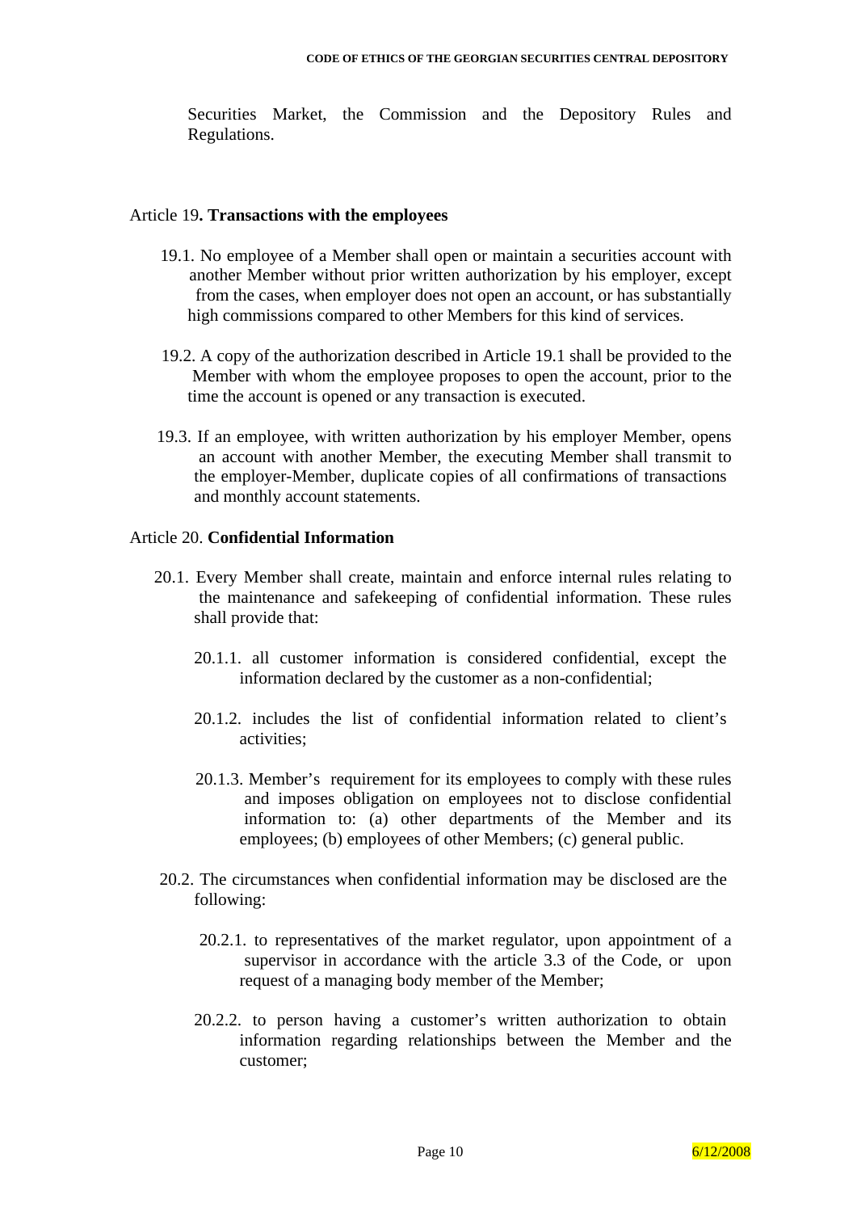Securities Market, the Commission and the Depository Rules and Regulations.

Article 19**. Transactions with the employees**

19.1. No employee of a Member shall open or maintain a securities account with another Member without prior written authorization by his employer, except from the cases, when employer does not open an account, or has substantially high commissions compared to other Members for this kind of services.

19.2. A copy of the authorization described in Article 19.1 shall be provided to the Member with whom the employee proposes to open the account, prior to the time the account is opened or any transaction is executed.

19.3. If an employee, with written authorization by his employer Member, opens an account with another Member, the executing Member shall transmit to the employer-Member, duplicate copies of all confirmations of transactions and monthly account statements.

Article 20. **Confidential Information**

20.1. Every Member shall create, maintain and enforce internal rules relating to the maintenance and safekeeping of confidential information. These rules shall provide that:

20.1.1. all customer information is considered confidential, except the information declared by the customer as a non-confidential;

20.1.2. includes the list of confidential information related to client's activities;

20.1.3. Member's requirement for its employees to comply with these rules and imposes obligation on employees not to disclose confidential information to: (a) other departments of the Member and its employees; (b) employees of other Members; (c) general public.

20.2. The circumstances when confidential information may be disclosed are the following:

20.2.1. to representatives of the market regulator, upon appointment of a supervisor in accordance with the article 3.3 of the Code, or upon request of a managing body member of the Member;

20.2.2. to person having a customer's written authorization to obtain information regarding relationships between the Member and the customer;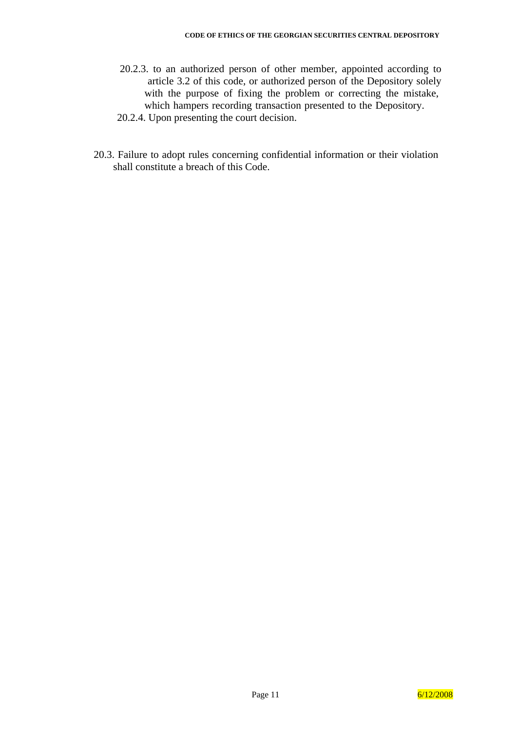20.2.3. to an authorized person of other member, appointed according to article 3.2 of this code, or authorized person of the Depository solely with the purpose of fixing the problem or correcting the mistake, which hampers recording transaction presented to the Depository.

20.2.4. Upon presenting the court decision.

20.3. Failure to adopt rules concerning confidential information or their violation shall constitute a breach of this Code.